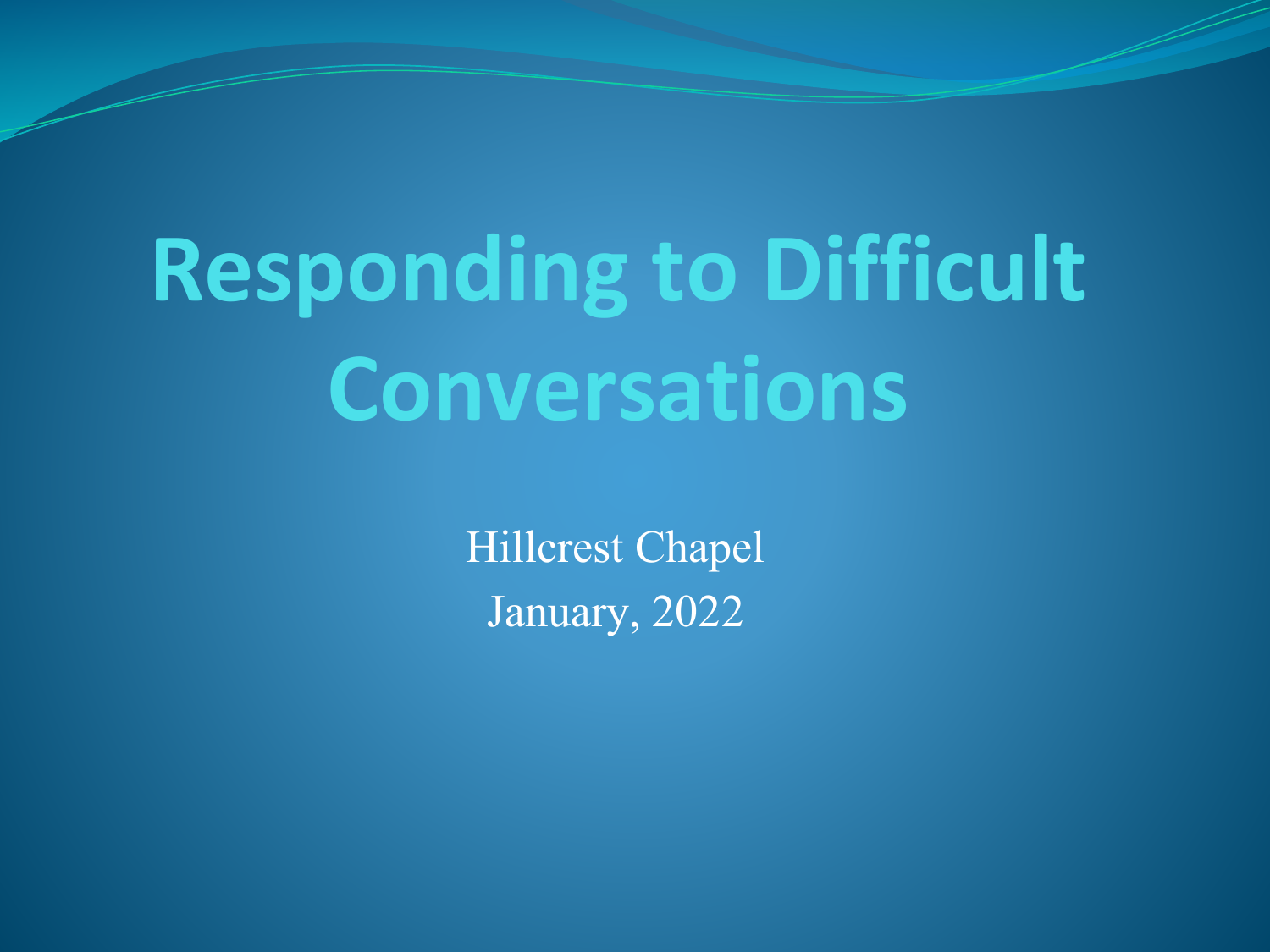# Responding to Difficult Conversations

Hillcrest Chapel

January, 2022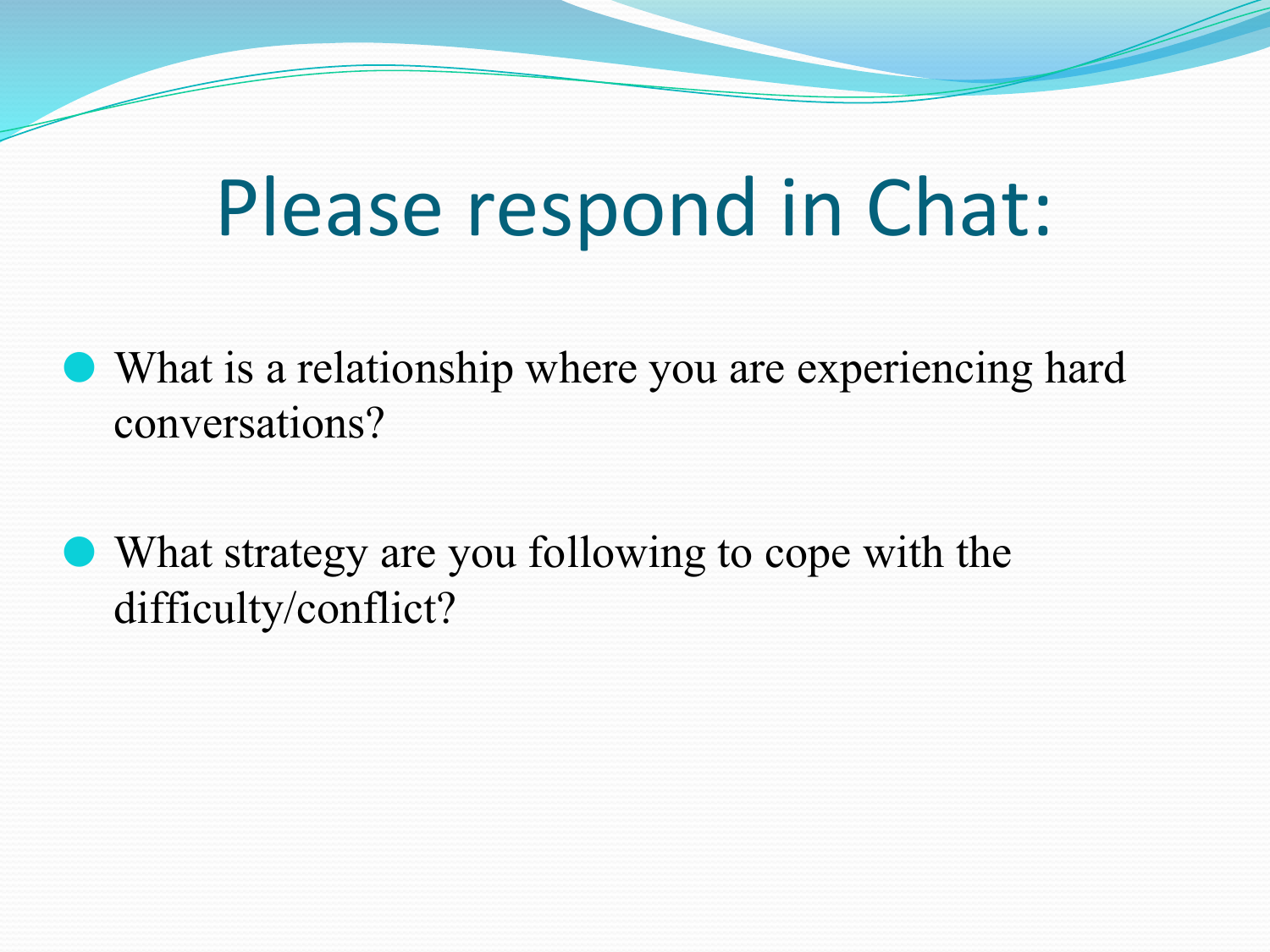# Please respond in Chat:

- What is a relationship where you are experiencing hard conversations?

- What strategy are you following to cope with the difficulty/conflict?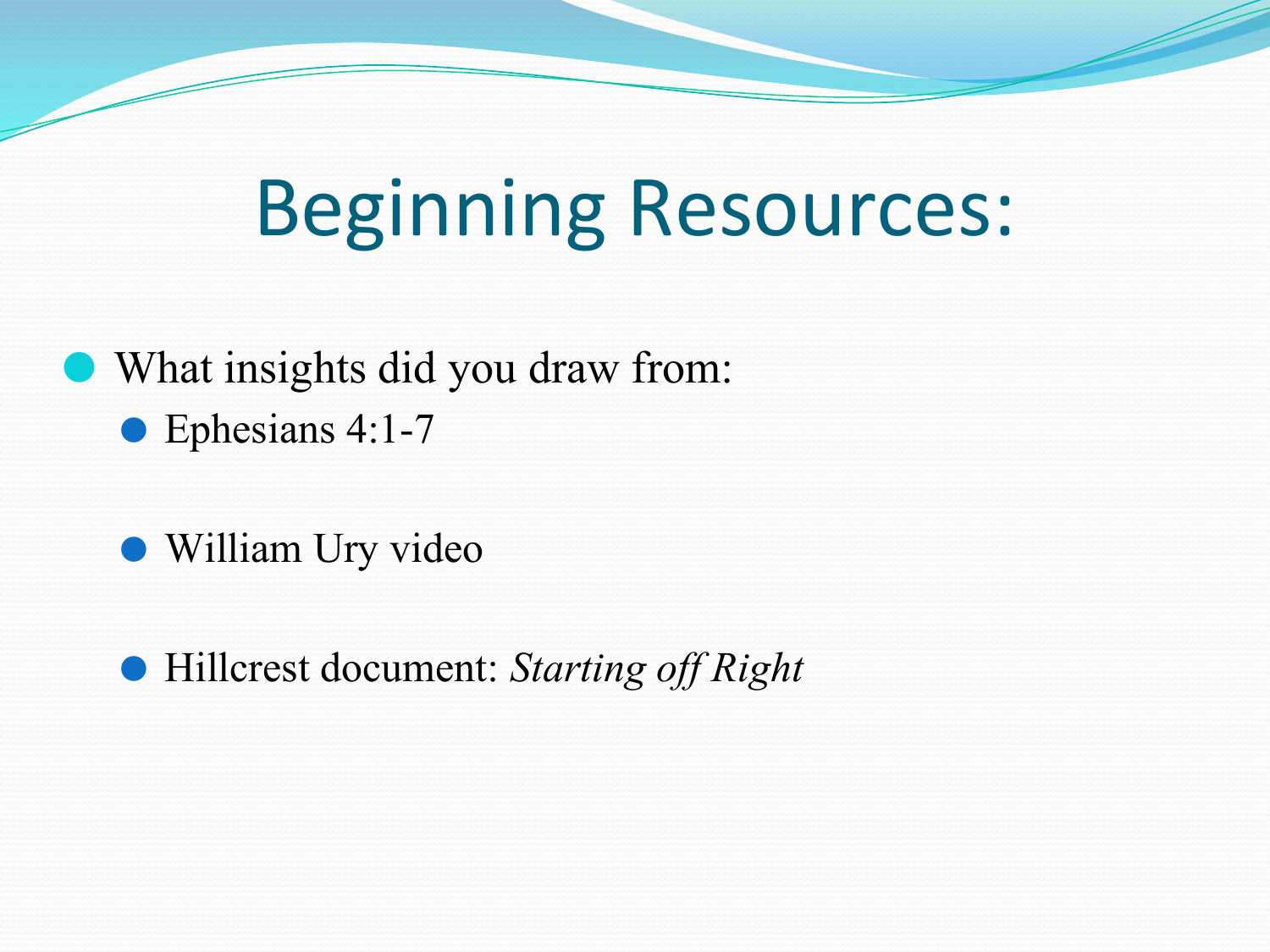# Beginning Resources:

- What insights did you draw from:
  - Ephesians 4:1-7
  - William Ury video
  - Hillcrest document: *Starting off Right*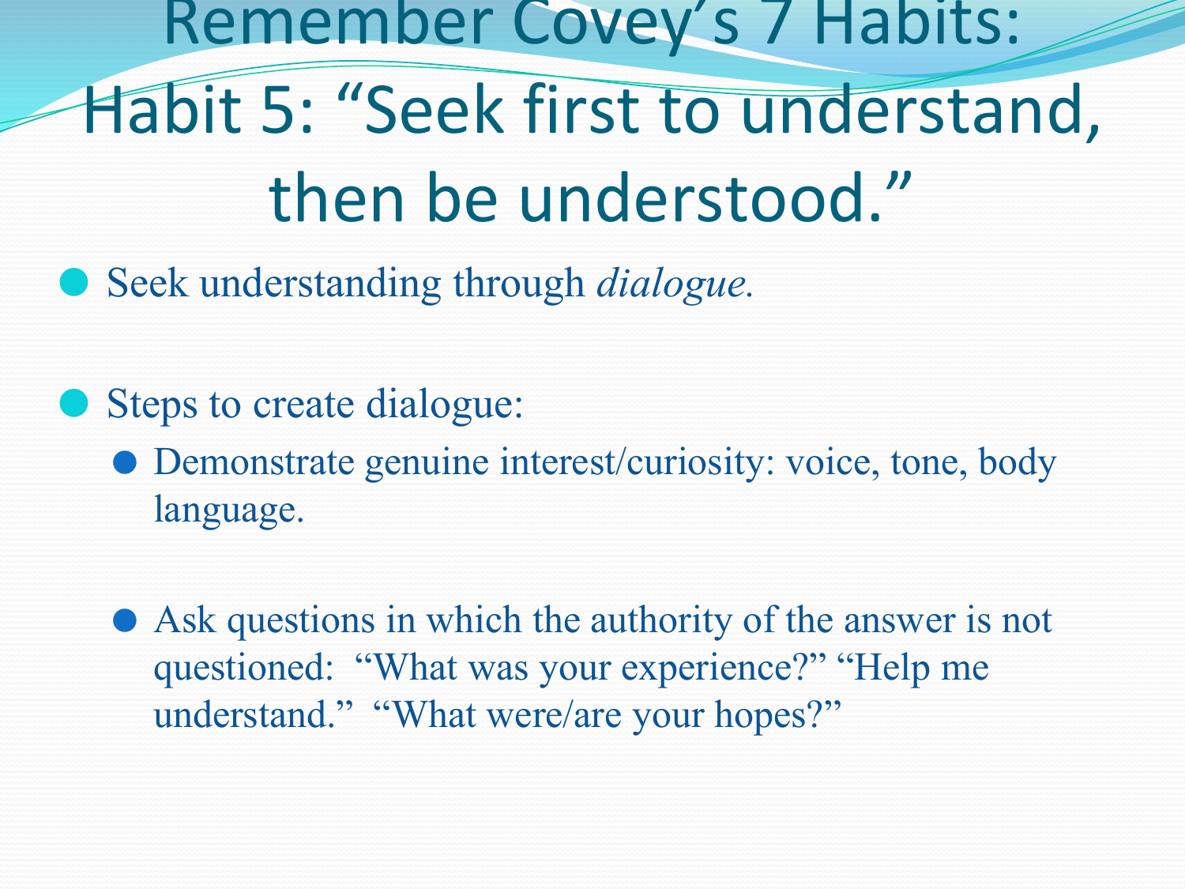# Remember Covey's 7 Habits: Habit 5: "Seek first to understand, then be understood."

- Seek understanding through *dialogue.*
- Steps to create dialogue:
  - Demonstrate genuine interest/curiosity: voice, tone, body language.
  - Ask questions in which the authority of the answer is not questioned: "What was your experience?" "Help me understand." "What were/are your hopes?"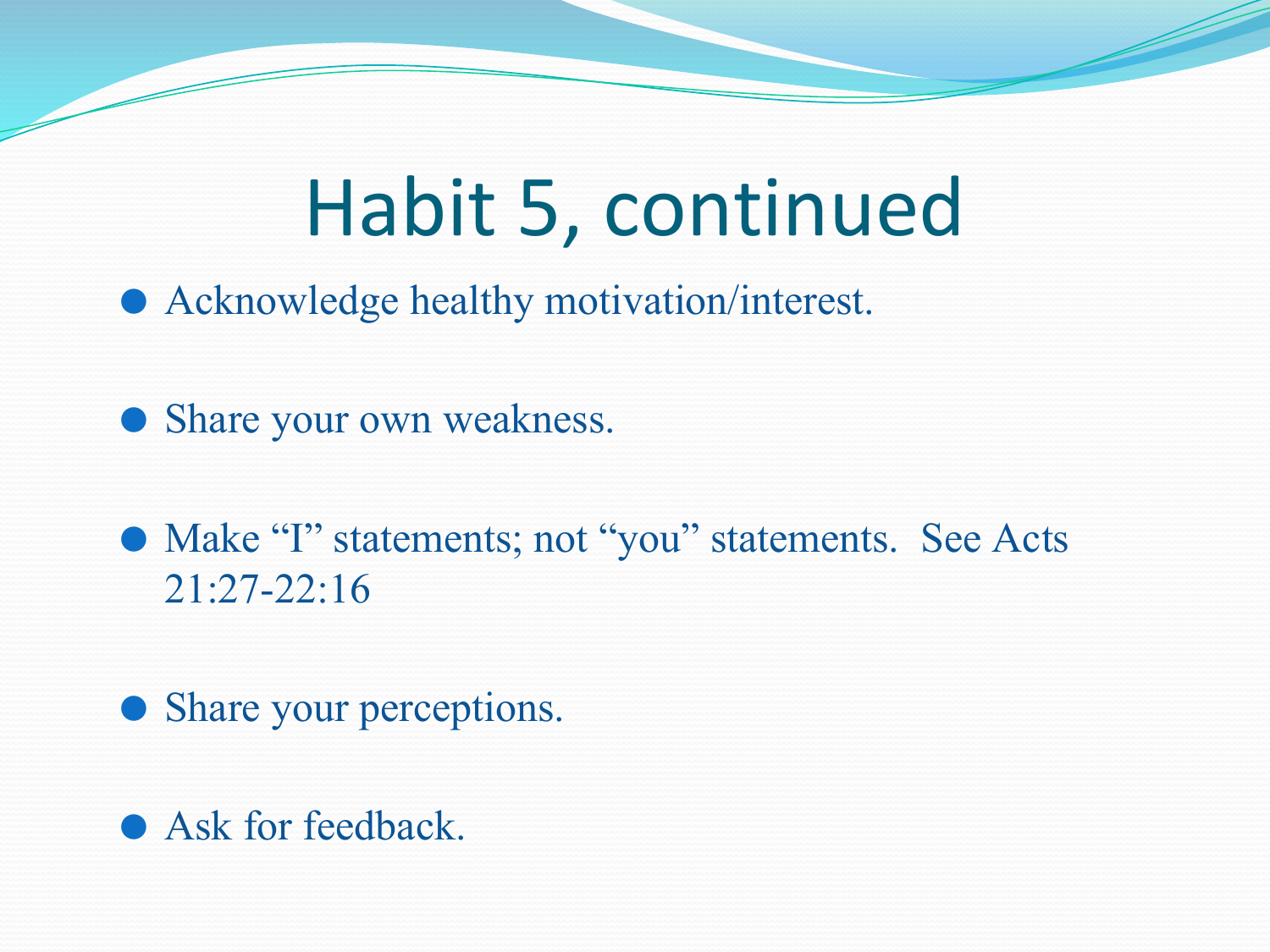# Habit 5, continued

- Acknowledge healthy motivation/interest.
- Share your own weakness.
- Make “I” statements; not “you” statements. See Acts 21:27-22:16
- Share your perceptions.
- Ask for feedback.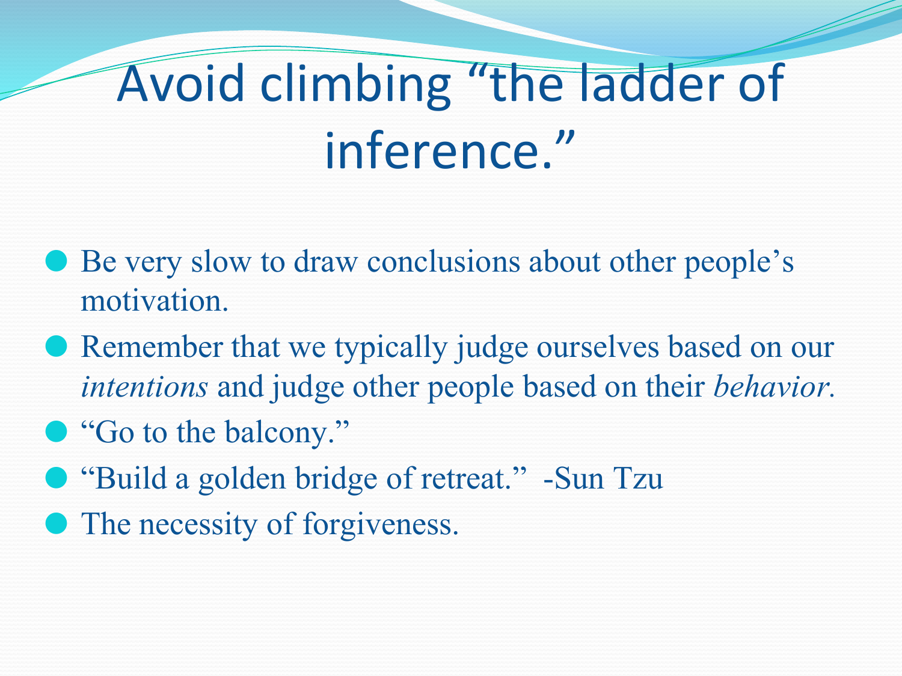# Avoid climbing "the ladder of inference."

- Be very slow to draw conclusions about other people's motivation.
- Remember that we typically judge ourselves based on our *intentions* and judge other people based on their *behavior*.
- "Go to the balcony."
- "Build a golden bridge of retreat." -Sun Tzu
- The necessity of forgiveness.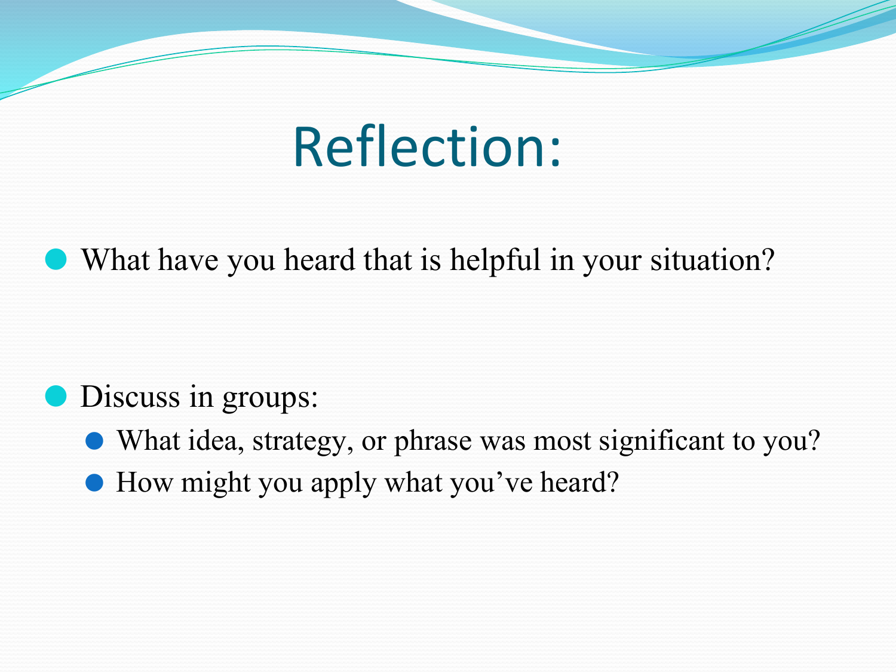# Reflection:

- What have you heard that is helpful in your situation?

- Discuss in groups:
  - What idea, strategy, or phrase was most significant to you?
  - How might you apply what you've heard?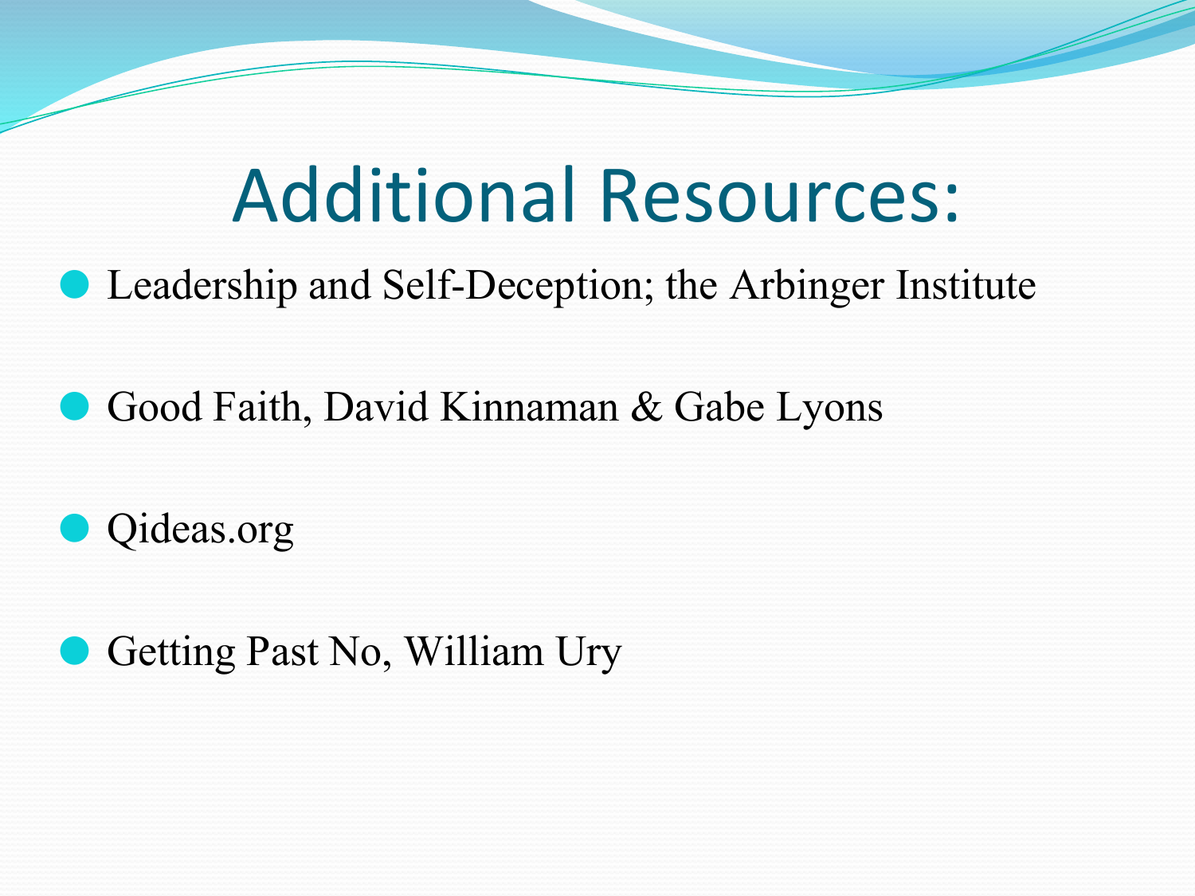# Additional Resources:

- Leadership and Self-Deception; the Arbinger Institute
- Good Faith, David Kinnaman & Gabe Lyons
- Qideas.org
- Getting Past No, William Ury